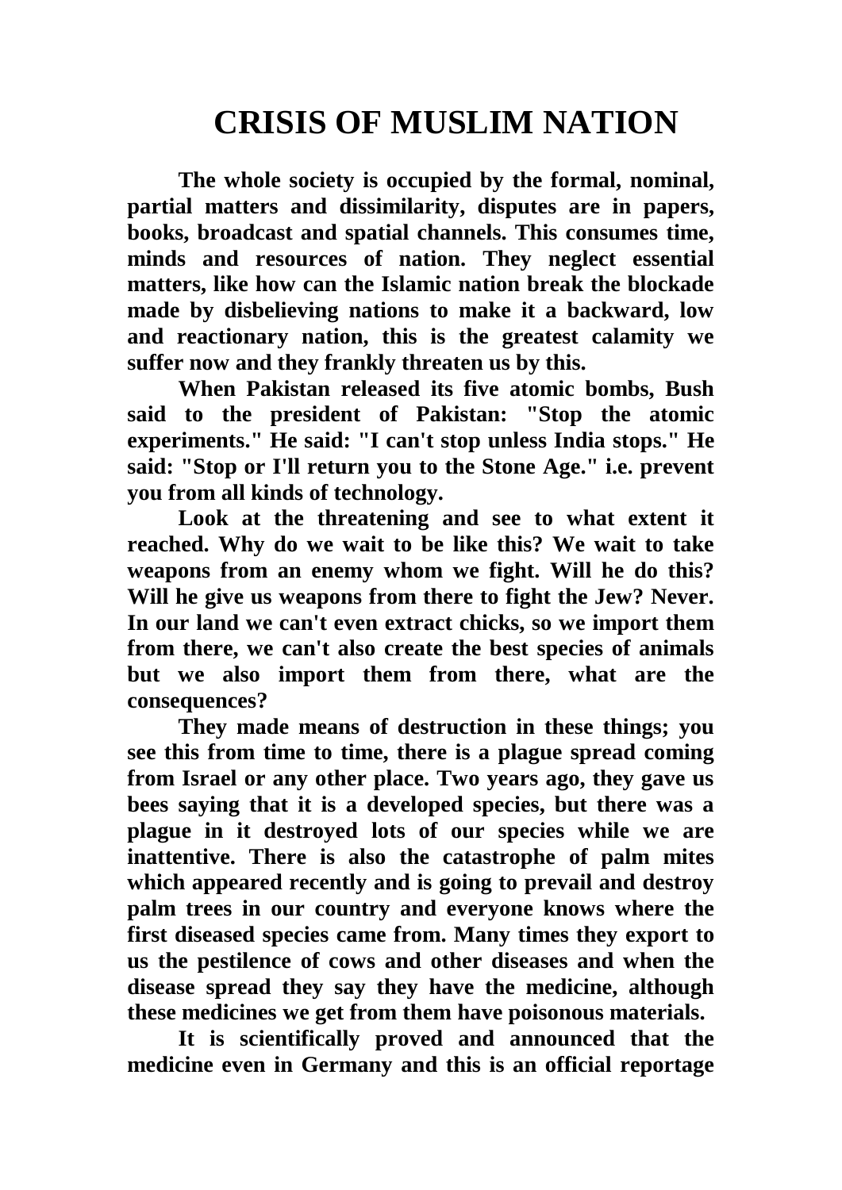# CRISIS OF MUSLIM NATION

**The whole society is occupied by the formal, nominal, partial matters and dissimilarity, disputes are in papers, books, broadcast and spatial channels. This consumes time, minds and resources of nation. They neglect essential matters, like how can the Islamic nation break the blockade made by disbelieving nations to make it a backward, low and reactionary nation, this is the greatest calamity we suffer now and they frankly threaten us by this.**

**When Pakistan released its five atomic bombs, Bush said to the president of Pakistan: "Stop the atomic experiments." He said: "I can't stop unless India stops." He said: "Stop or I'll return you to the Stone Age." i.e. prevent you from all kinds of technology.**

**Look at the threatening and see to what extent it reached. Why do we wait to be like this? We wait to take weapons from an enemy whom we fight. Will he do this? Will he give us weapons from there to fight the Jew? Never. In our land we can't even extract chicks, so we import them from there, we can't also create the best species of animals but we also import them from there, what are the consequences?**

**They made means of destruction in these things; you see this from time to time, there is a plague spread coming from Israel or any other place. Two years ago, they gave us bees saying that it is a developed species, but there was a plague in it destroyed lots of our species while we are inattentive. There is also the catastrophe of palm mites which appeared recently and is going to prevail and destroy palm trees in our country and everyone knows where the first diseased species came from. Many times they export to us the pestilence of cows and other diseases and when the disease spread they say they have the medicine, although these medicines we get from them have poisonous materials.**

**It is scientifically proved and announced that the medicine even in Germany and this is an official reportage**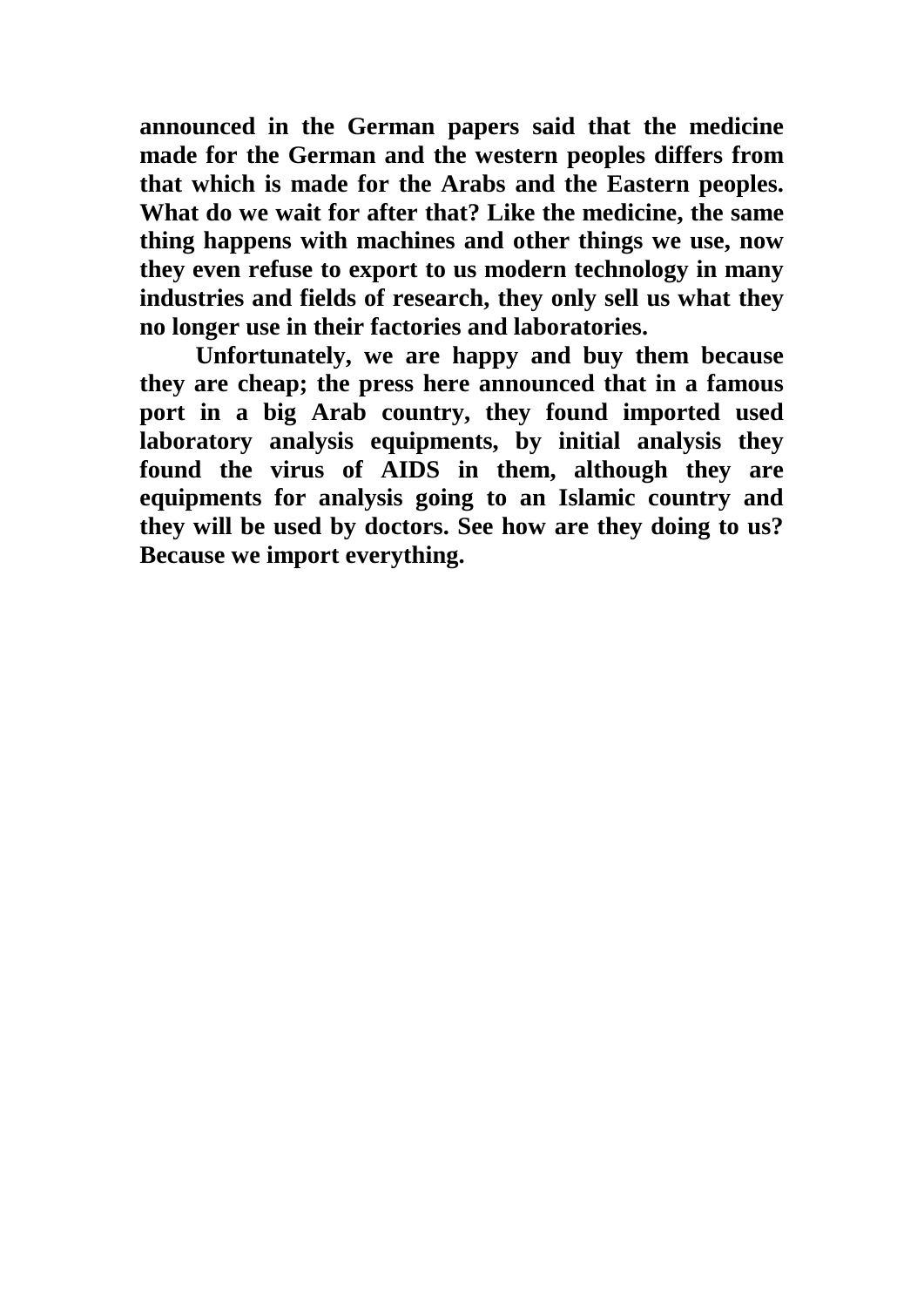**announced in the German papers said that the medicine made for the German and the western peoples differs from that which is made for the Arabs and the Eastern peoples. What do we wait for after that? Like the medicine, the same thing happens with machines and other things we use, now they even refuse to export to us modern technology in many industries and fields of research, they only sell us what they no longer use in their factories and laboratories.**

**Unfortunately, we are happy and buy them because they are cheap; the press here announced that in a famous port in a big Arab country, they found imported used laboratory analysis equipments, by initial analysis they found the virus of AIDS in them, although they are equipments for analysis going to an Islamic country and they will be used by doctors. See how are they doing to us? Because we import everything.**